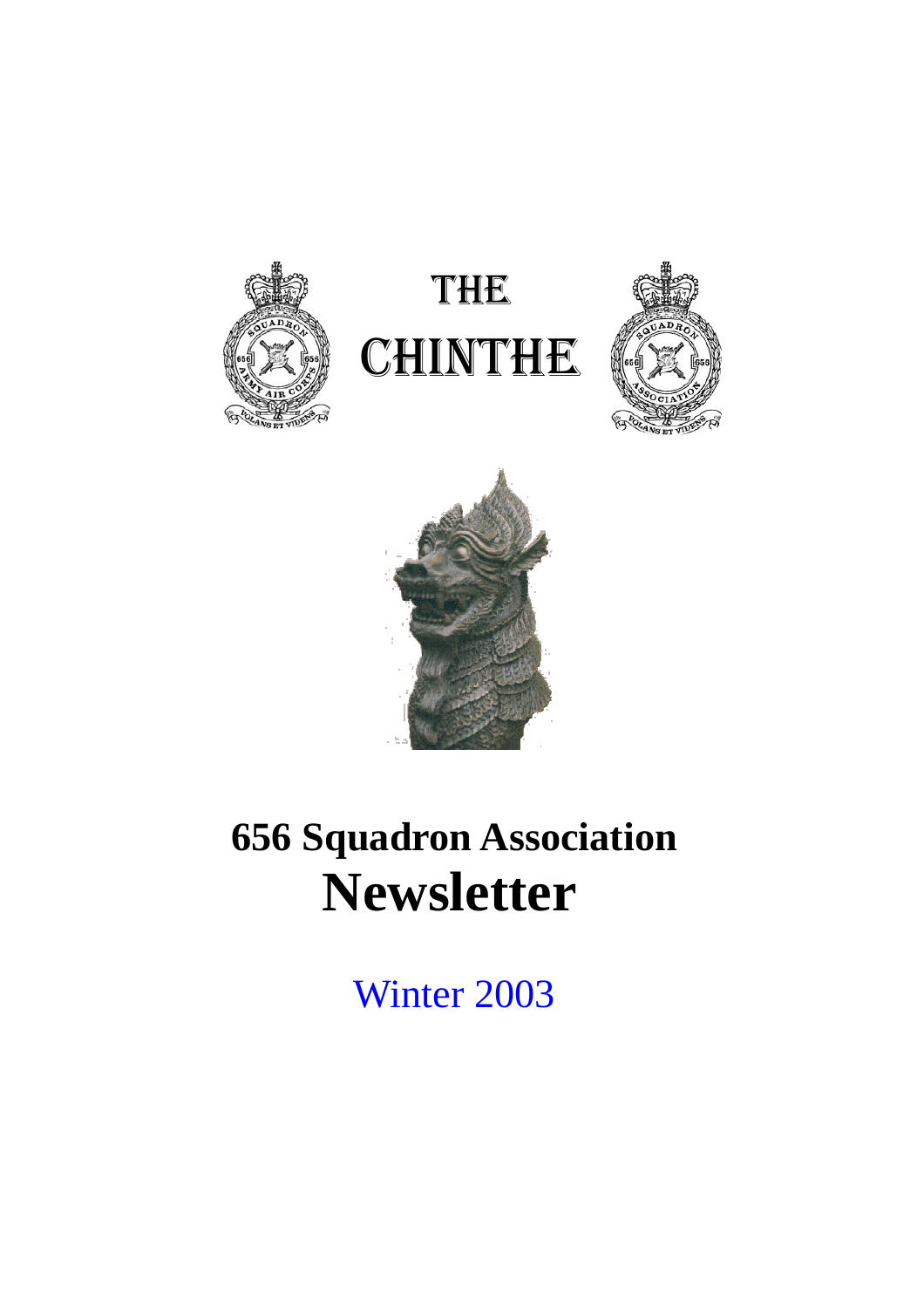# THE CHINTHE

# 656 Squadron Association Newsletter

Winter 2003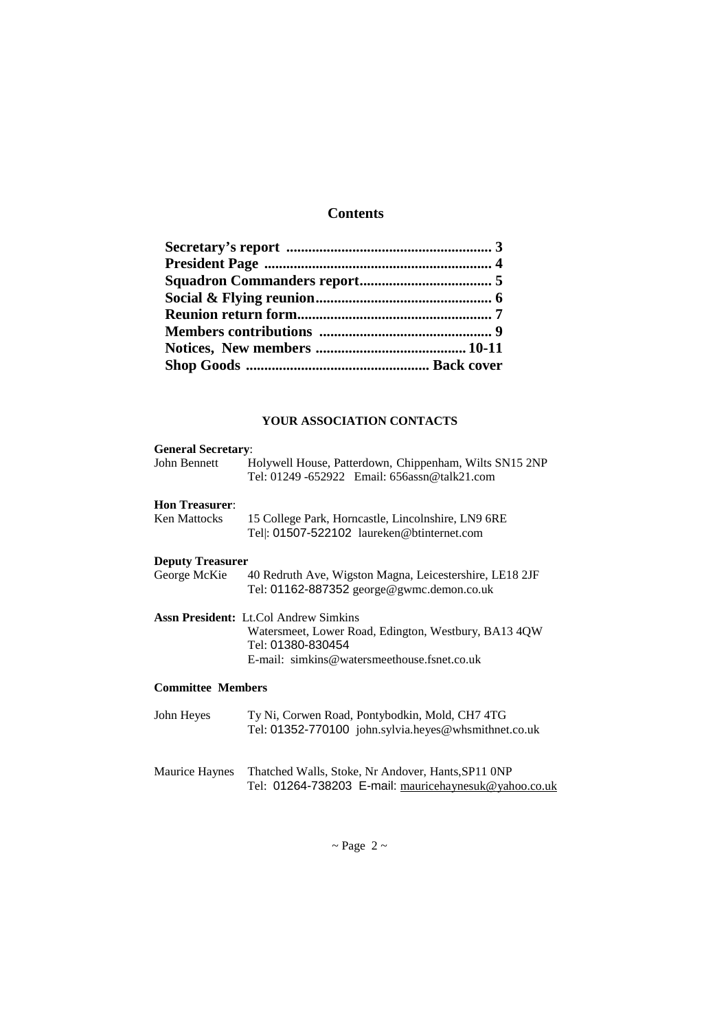## Contents

**Secretary's report ........................................................ 3**
**President Page ............................................................. 4**
**Squadron Commanders report.................................... 5**
**Social & Flying reunion............................................... 6**
**Reunion return form..................................................... 7**
**Members contributions ............................................... 9**
**Notices, New members ......................................... 10-11**
**Shop Goods ................................................. Back cover**

### YOUR ASSOCIATION CONTACTS

**General Secretary**:
John Bennett — Holywell House, Patterdown, Chippenham, Wilts SN15 2NP
Tel: 01249 -652922 Email: 656assn@talk21.com

**Hon Treasurer**:
Ken Mattocks — 15 College Park, Horncastle, Lincolnshire, LN9 6RE
Tel|: 01507-522102 laureken@btinternet.com

**Deputy Treasurer**
George McKie — 40 Redruth Ave, Wigston Magna, Leicestershire, LE18 2JF
Tel: 01162-887352 george@gwmc.demon.co.uk

**Assn President:** Lt.Col Andrew Simkins
Watersmeet, Lower Road, Edington, Westbury, BA13 4QW
Tel: 01380-830454
E-mail: simkins@watersmeethouse.fsnet.co.uk

**Committee Members**

John Heyes — Ty Ni, Corwen Road, Pontybodkin, Mold, CH7 4TG
Tel: 01352-770100 john.sylvia.heyes@whsmithnet.co.uk

Maurice Haynes — Thatched Walls, Stoke, Nr Andover, Hants,SP11 0NP
Tel: 01264-738203 E-mail: mauricehaynesuk@yahoo.co.uk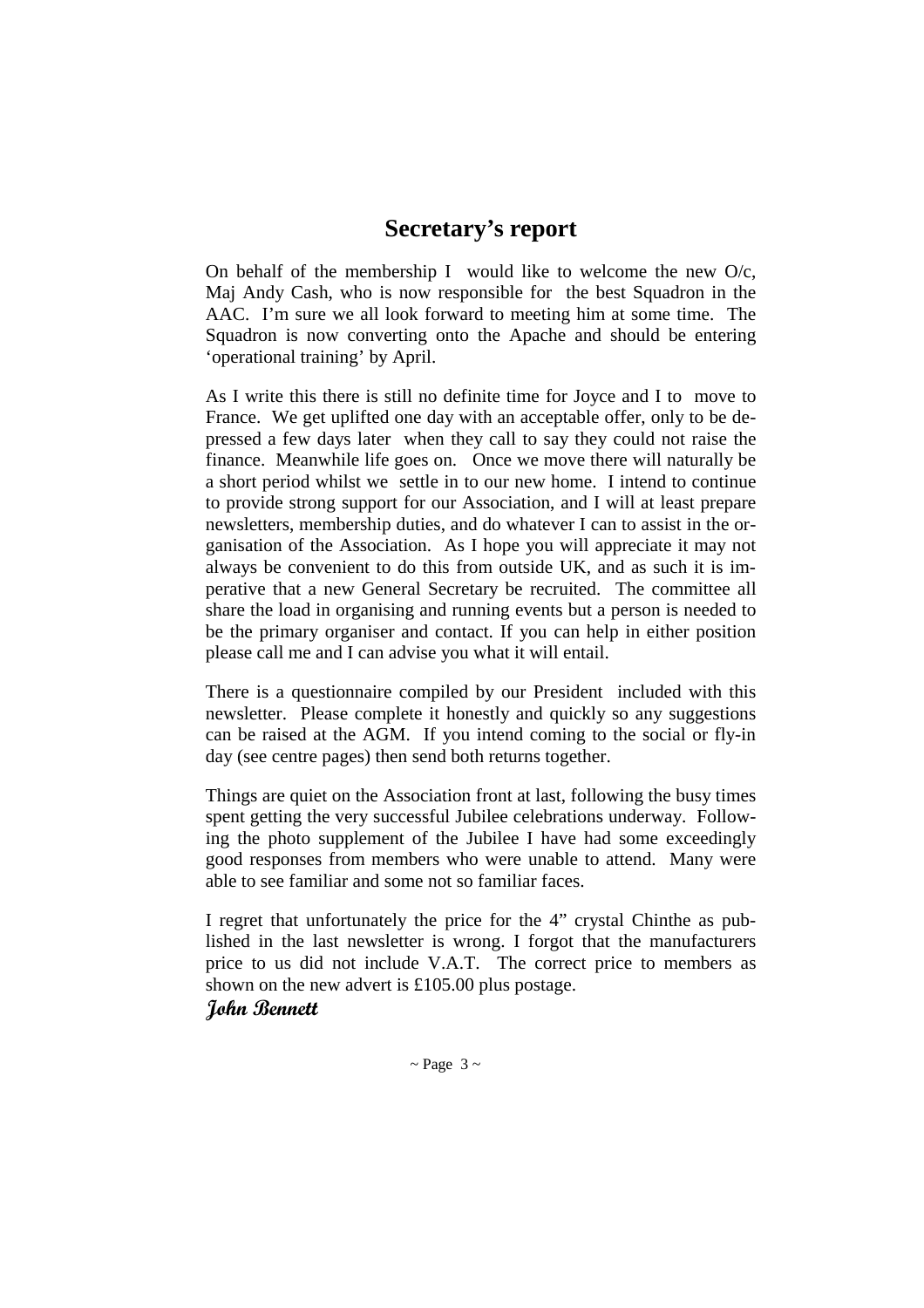## Secretary's report

On behalf of the membership I would like to welcome the new O/c, Maj Andy Cash, who is now responsible for the best Squadron in the AAC. I'm sure we all look forward to meeting him at some time. The Squadron is now converting onto the Apache and should be entering 'operational training' by April.

As I write this there is still no definite time for Joyce and I to move to France. We get uplifted one day with an acceptable offer, only to be depressed a few days later when they call to say they could not raise the finance. Meanwhile life goes on. Once we move there will naturally be a short period whilst we settle in to our new home. I intend to continue to provide strong support for our Association, and I will at least prepare newsletters, membership duties, and do whatever I can to assist in the organisation of the Association. As I hope you will appreciate it may not always be convenient to do this from outside UK, and as such it is imperative that a new General Secretary be recruited. The committee all share the load in organising and running events but a person is needed to be the primary organiser and contact. If you can help in either position please call me and I can advise you what it will entail.

There is a questionnaire compiled by our President included with this newsletter. Please complete it honestly and quickly so any suggestions can be raised at the AGM. If you intend coming to the social or fly-in day (see centre pages) then send both returns together.

Things are quiet on the Association front at last, following the busy times spent getting the very successful Jubilee celebrations underway. Following the photo supplement of the Jubilee I have had some exceedingly good responses from members who were unable to attend. Many were able to see familiar and some not so familiar faces.

I regret that unfortunately the price for the 4" crystal Chinthe as published in the last newsletter is wrong. I forgot that the manufacturers price to us did not include V.A.T. The correct price to members as shown on the new advert is £105.00 plus postage.

*John Bennett*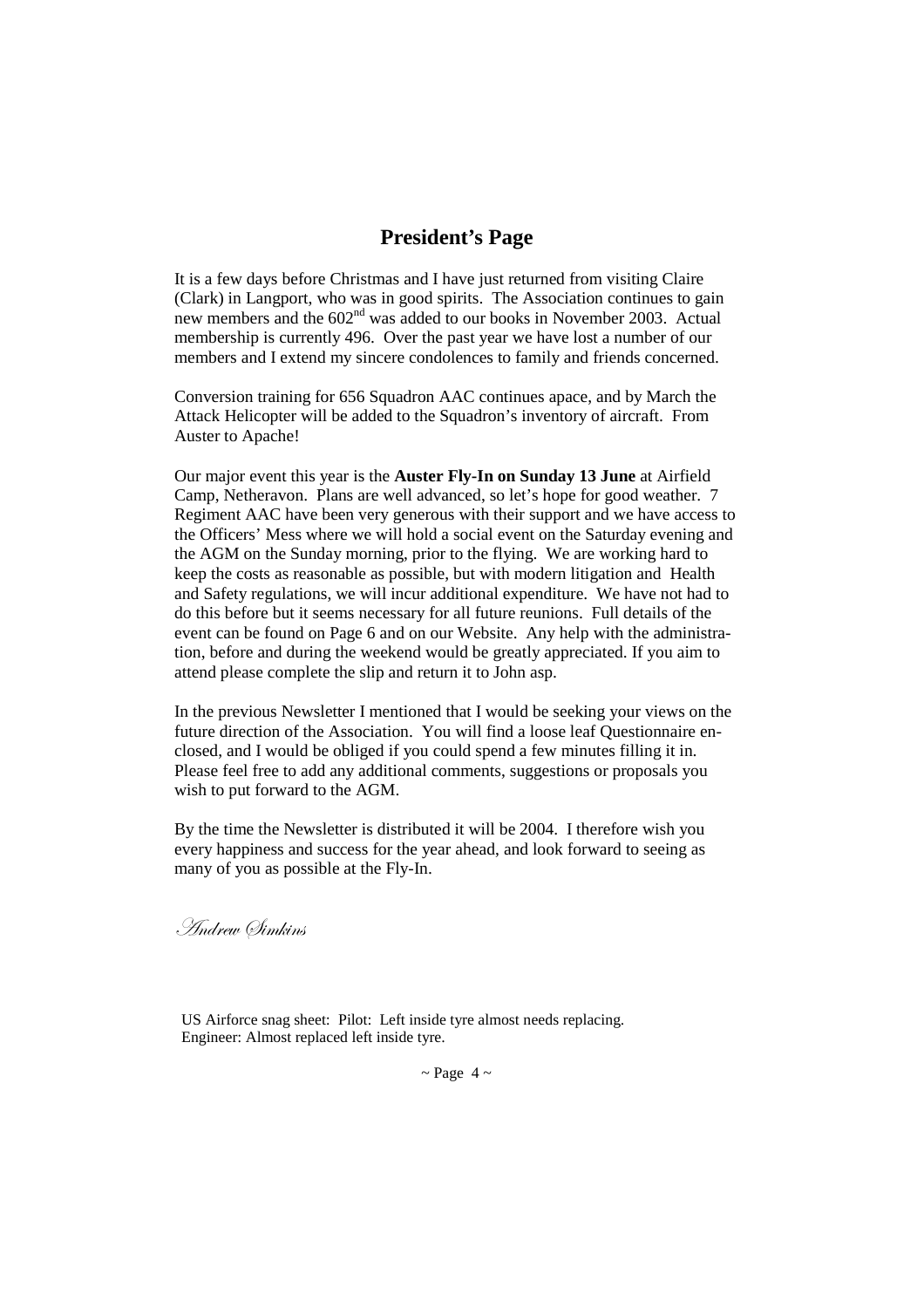## President's Page

It is a few days before Christmas and I have just returned from visiting Claire (Clark) in Langport, who was in good spirits. The Association continues to gain new members and the 602nd was added to our books in November 2003. Actual membership is currently 496. Over the past year we have lost a number of our members and I extend my sincere condolences to family and friends concerned.

Conversion training for 656 Squadron AAC continues apace, and by March the Attack Helicopter will be added to the Squadron's inventory of aircraft. From Auster to Apache!

Our major event this year is the **Auster Fly-In on Sunday 13 June** at Airfield Camp, Netheravon. Plans are well advanced, so let's hope for good weather. 7 Regiment AAC have been very generous with their support and we have access to the Officers' Mess where we will hold a social event on the Saturday evening and the AGM on the Sunday morning, prior to the flying. We are working hard to keep the costs as reasonable as possible, but with modern litigation and Health and Safety regulations, we will incur additional expenditure. We have not had to do this before but it seems necessary for all future reunions. Full details of the event can be found on Page 6 and on our Website. Any help with the administration, before and during the weekend would be greatly appreciated. If you aim to attend please complete the slip and return it to John asp.

In the previous Newsletter I mentioned that I would be seeking your views on the future direction of the Association. You will find a loose leaf Questionnaire enclosed, and I would be obliged if you could spend a few minutes filling it in. Please feel free to add any additional comments, suggestions or proposals you wish to put forward to the AGM.

By the time the Newsletter is distributed it will be 2004. I therefore wish you every happiness and success for the year ahead, and look forward to seeing as many of you as possible at the Fly-In.

*Andrew Simkins*

US Airforce snag sheet: Pilot: Left inside tyre almost needs replacing. Engineer: Almost replaced left inside tyre.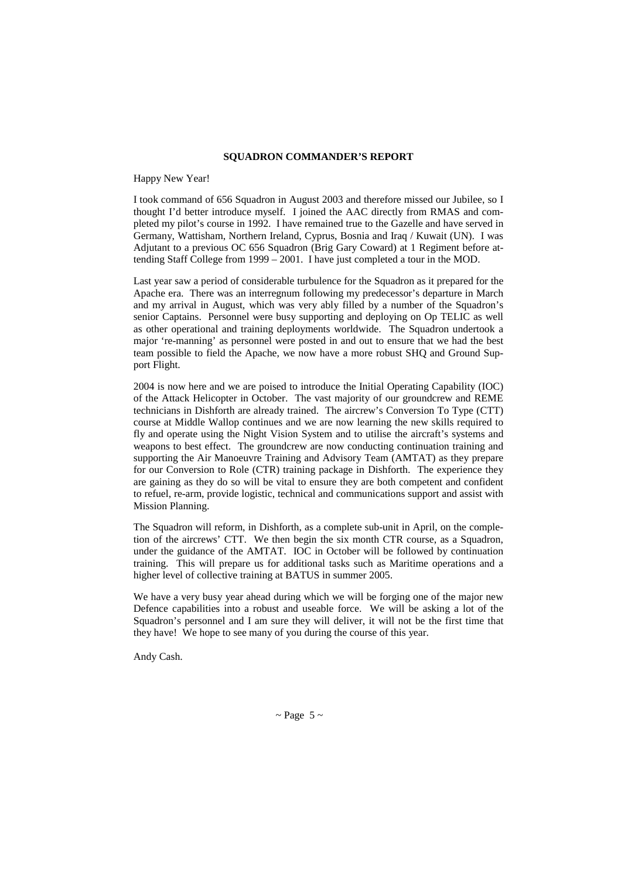## SQUADRON COMMANDER'S REPORT

Happy New Year!

I took command of 656 Squadron in August 2003 and therefore missed our Jubilee, so I thought I'd better introduce myself. I joined the AAC directly from RMAS and completed my pilot's course in 1992. I have remained true to the Gazelle and have served in Germany, Wattisham, Northern Ireland, Cyprus, Bosnia and Iraq / Kuwait (UN). I was Adjutant to a previous OC 656 Squadron (Brig Gary Coward) at 1 Regiment before attending Staff College from 1999 – 2001. I have just completed a tour in the MOD.

Last year saw a period of considerable turbulence for the Squadron as it prepared for the Apache era. There was an interregnum following my predecessor's departure in March and my arrival in August, which was very ably filled by a number of the Squadron's senior Captains. Personnel were busy supporting and deploying on Op TELIC as well as other operational and training deployments worldwide. The Squadron undertook a major 're-manning' as personnel were posted in and out to ensure that we had the best team possible to field the Apache, we now have a more robust SHQ and Ground Support Flight.

2004 is now here and we are poised to introduce the Initial Operating Capability (IOC) of the Attack Helicopter in October. The vast majority of our groundcrew and REME technicians in Dishforth are already trained. The aircrew's Conversion To Type (CTT) course at Middle Wallop continues and we are now learning the new skills required to fly and operate using the Night Vision System and to utilise the aircraft's systems and weapons to best effect. The groundcrew are now conducting continuation training and supporting the Air Manoeuvre Training and Advisory Team (AMTAT) as they prepare for our Conversion to Role (CTR) training package in Dishforth. The experience they are gaining as they do so will be vital to ensure they are both competent and confident to refuel, re-arm, provide logistic, technical and communications support and assist with Mission Planning.

The Squadron will reform, in Dishforth, as a complete sub-unit in April, on the completion of the aircrews' CTT. We then begin the six month CTR course, as a Squadron, under the guidance of the AMTAT. IOC in October will be followed by continuation training. This will prepare us for additional tasks such as Maritime operations and a higher level of collective training at BATUS in summer 2005.

We have a very busy year ahead during which we will be forging one of the major new Defence capabilities into a robust and useable force. We will be asking a lot of the Squadron's personnel and I am sure they will deliver, it will not be the first time that they have! We hope to see many of you during the course of this year.

Andy Cash.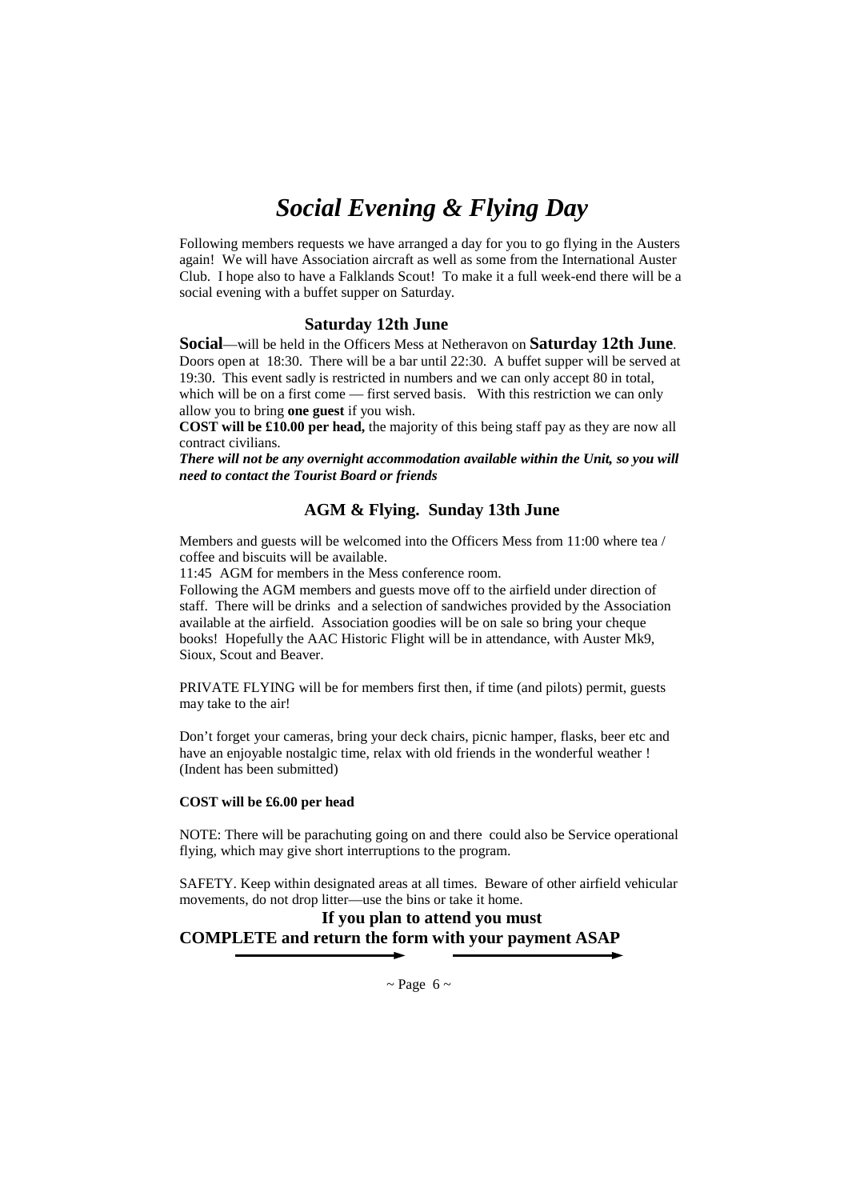# *Social Evening & Flying Day*

Following members requests we have arranged a day for you to go flying in the Austers again! We will have Association aircraft as well as some from the International Auster Club. I hope also to have a Falklands Scout! To make it a full week-end there will be a social evening with a buffet supper on Saturday.

### Saturday 12th June

**Social**—will be held in the Officers Mess at Netheravon on **Saturday 12th June**. Doors open at 18:30. There will be a bar until 22:30. A buffet supper will be served at 19:30. This event sadly is restricted in numbers and we can only accept 80 in total, which will be on a first come — first served basis. With this restriction we can only allow you to bring **one guest** if you wish.

**COST will be £10.00 per head,** the majority of this being staff pay as they are now all contract civilians.

***There will not be any overnight accommodation available within the Unit, so you will need to contact the Tourist Board or friends***

### AGM & Flying. Sunday 13th June

Members and guests will be welcomed into the Officers Mess from 11:00 where tea / coffee and biscuits will be available.

11:45 AGM for members in the Mess conference room.

Following the AGM members and guests move off to the airfield under direction of staff. There will be drinks and a selection of sandwiches provided by the Association available at the airfield. Association goodies will be on sale so bring your cheque books! Hopefully the AAC Historic Flight will be in attendance, with Auster Mk9, Sioux, Scout and Beaver.

PRIVATE FLYING will be for members first then, if time (and pilots) permit, guests may take to the air!

Don't forget your cameras, bring your deck chairs, picnic hamper, flasks, beer etc and have an enjoyable nostalgic time, relax with old friends in the wonderful weather ! (Indent has been submitted)

**COST will be £6.00 per head**

NOTE: There will be parachuting going on and there could also be Service operational flying, which may give short interruptions to the program.

SAFETY. Keep within designated areas at all times. Beware of other airfield vehicular movements, do not drop litter—use the bins or take it home.

**If you plan to attend you must**
**COMPLETE and return the form with your payment ASAP**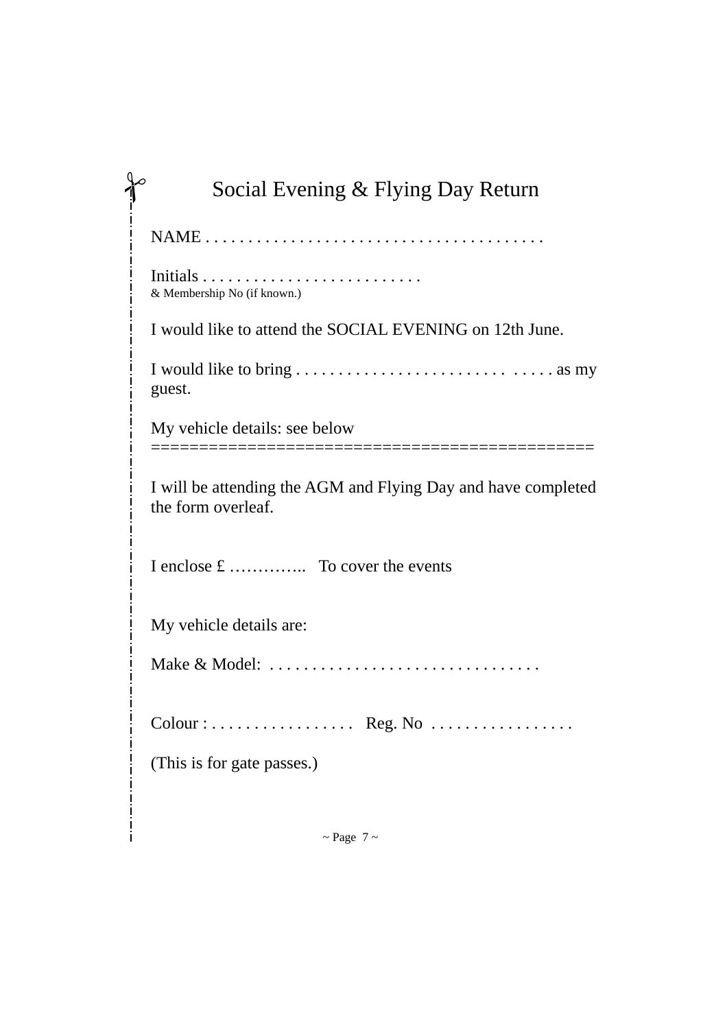# Social Evening & Flying Day Return

NAME . . . . . . . . . . . . . . . . . . . . . . . . . . . . . . . . . . . . . . . . .

Initials . . . . . . . . . . . . . . . . . . . . . . . . . . .
& Membership No (if known.)

I would like to attend the SOCIAL EVENING on 12th June.

I would like to bring . . . . . . . . . . . . . . . . . . . . . . . . . . .  . . . . . as my guest.

My vehicle details: see below
==============================================

I will be attending the AGM and Flying Day and have completed the form overleaf.

I enclose £ ………….. To cover the events

My vehicle details are:

Make & Model: . . . . . . . . . . . . . . . . . . . . . . . . . . . . . . . .

Colour : . . . . . . . . . . . . . . . . .  Reg. No . . . . . . . . . . . . . . . . .

(This is for gate passes.)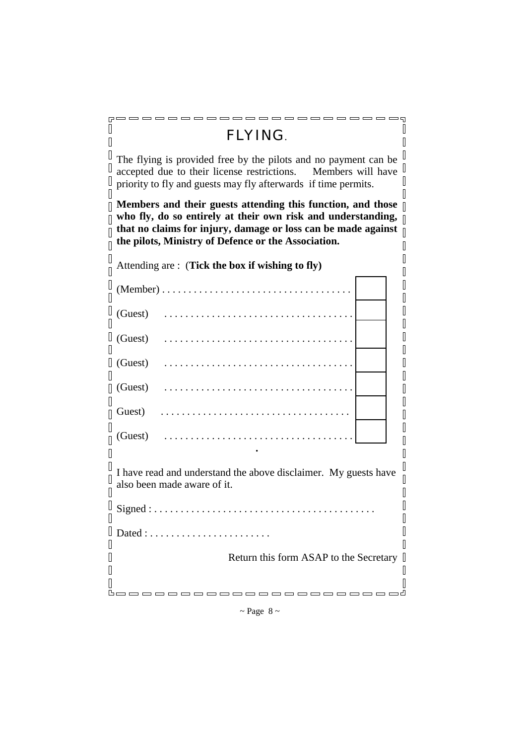# FLYING.

The flying is provided free by the pilots and no payment can be accepted due to their license restrictions. Members will have priority to fly and guests may fly afterwards if time permits.

**Members and their guests attending this function, and those who fly, do so entirely at their own risk and understanding, that no claims for injury, damage or loss can be made against the pilots, Ministry of Defence or the Association.**

Attending are : (**Tick the box if wishing to fly**)

| | |
|---|---|
| (Member) . . . . . . . . . . . . . . . . . . . . . . . . . . . . . . . . . . . | |
| (Guest) . . . . . . . . . . . . . . . . . . . . . . . . . . . . . . . . . . . | |
| (Guest) . . . . . . . . . . . . . . . . . . . . . . . . . . . . . . . . . . . | |
| (Guest) . . . . . . . . . . . . . . . . . . . . . . . . . . . . . . . . . . . | |
| (Guest) . . . . . . . . . . . . . . . . . . . . . . . . . . . . . . . . . . . | |
| Guest) . . . . . . . . . . . . . . . . . . . . . . . . . . . . . . . . . . . | |
| (Guest) . . . . . . . . . . . . . . . . . . . . . . . . . . . . . . . . . . . | |

I have read and understand the above disclaimer. My guests have also been made aware of it.

Signed : . . . . . . . . . . . . . . . . . . . . . . . . . . . . . . . . . . . . . . . . . .

Dated : . . . . . . . . . . . . . . . . . . . . . . .

Return this form ASAP to the Secretary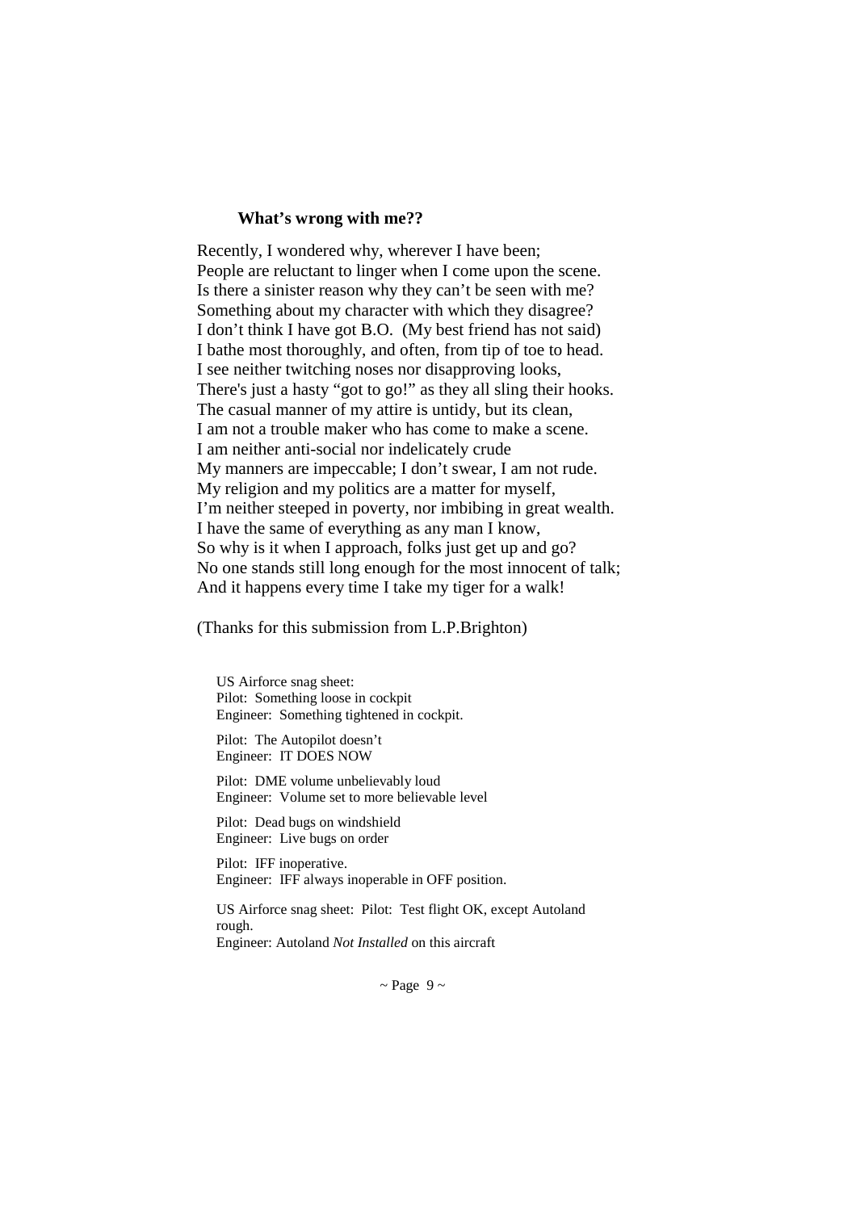**What's wrong with me??**

Recently, I wondered why, wherever I have been;  
People are reluctant to linger when I come upon the scene.  
Is there a sinister reason why they can't be seen with me?  
Something about my character with which they disagree?  
I don't think I have got B.O.  (My best friend has not said)  
I bathe most thoroughly, and often, from tip of toe to head.  
I see neither twitching noses nor disapproving looks,  
There's just a hasty "got to go!" as they all sling their hooks.  
The casual manner of my attire is untidy, but its clean,  
I am not a trouble maker who has come to make a scene.  
I am neither anti-social nor indelicately crude  
My manners are impeccable; I don't swear, I am not rude.  
My religion and my politics are a matter for myself,  
I'm neither steeped in poverty, nor imbibing in great wealth.  
I have the same of everything as any man I know,  
So why is it when I approach, folks just get up and go?  
No one stands still long enough for the most innocent of talk;  
And it happens every time I take my tiger for a walk!

(Thanks for this submission from L.P.Brighton)

US Airforce snag sheet:  
Pilot:  Something loose in cockpit  
Engineer:  Something tightened in cockpit.

Pilot:  The Autopilot doesn't  
Engineer:  IT DOES NOW

Pilot:  DME volume unbelievably loud  
Engineer:  Volume set to more believable level

Pilot:  Dead bugs on windshield  
Engineer:  Live bugs on order

Pilot:  IFF inoperative.  
Engineer:  IFF always inoperable in OFF position.

US Airforce snag sheet:  Pilot:  Test flight OK, except Autoland rough.  
Engineer: Autoland *Not Installed* on this aircraft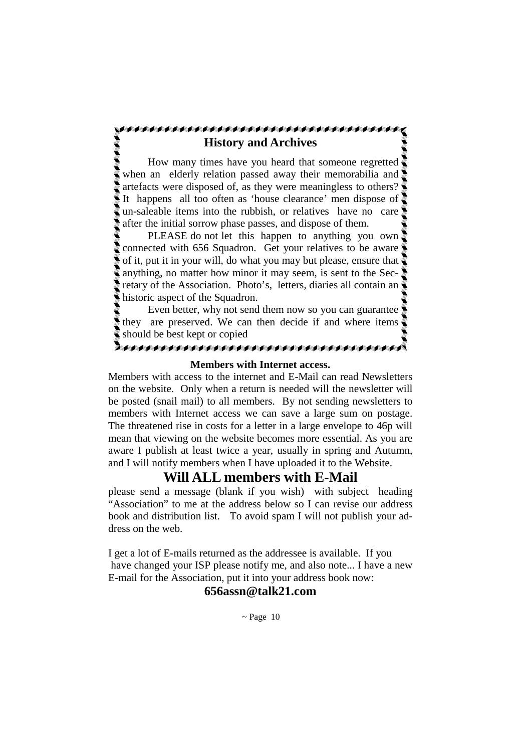## History and Archives

How many times have you heard that someone regretted when an elderly relation passed away their memorabilia and artefacts were disposed of, as they were meaningless to others? It happens all too often as 'house clearance' men dispose of un-saleable items into the rubbish, or relatives have no care after the initial sorrow phase passes, and dispose of them.

PLEASE do not let this happen to anything you own connected with 656 Squadron. Get your relatives to be aware of it, put it in your will, do what you may but please, ensure that anything, no matter how minor it may seem, is sent to the Secretary of the Association. Photo's, letters, diaries all contain an historic aspect of the Squadron.

Even better, why not send them now so you can guarantee they are preserved. We can then decide if and where items should be best kept or copied

**Members with Internet access.**

Members with access to the internet and E-Mail can read Newsletters on the website. Only when a return is needed will the newsletter will be posted (snail mail) to all members. By not sending newsletters to members with Internet access we can save a large sum on postage. The threatened rise in costs for a letter in a large envelope to 46p will mean that viewing on the website becomes more essential. As you are aware I publish at least twice a year, usually in spring and Autumn, and I will notify members when I have uploaded it to the Website.

## Will ALL members with E-Mail

please send a message (blank if you wish) with subject heading "Association" to me at the address below so I can revise our address book and distribution list. To avoid spam I will not publish your address on the web.

I get a lot of E-mails returned as the addressee is available. If you have changed your ISP please notify me, and also note... I have a new E-mail for the Association, put it into your address book now:

**656assn@talk21.com**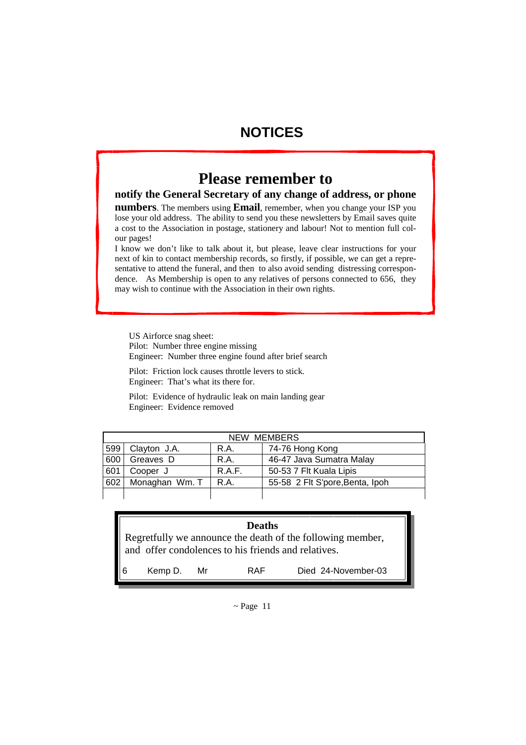# NOTICES

## Please remember to

**notify the General Secretary of any change of address, or phone numbers**. The members using **Email**, remember, when you change your ISP you lose your old address. The ability to send you these newsletters by Email saves quite a cost to the Association in postage, stationery and labour! Not to mention full colour pages!

I know we don't like to talk about it, but please, leave clear instructions for your next of kin to contact membership records, so firstly, if possible, we can get a representative to attend the funeral, and then to also avoid sending distressing correspondence. As Membership is open to any relatives of persons connected to 656, they may wish to continue with the Association in their own rights.

US Airforce snag sheet:
Pilot: Number three engine missing
Engineer: Number three engine found after brief search

Pilot: Friction lock causes throttle levers to stick.
Engineer: That's what its there for.

Pilot: Evidence of hydraulic leak on main landing gear
Engineer: Evidence removed

| NEW MEMBERS | | | |
|---|---|---|---|
| 599 | Clayton J.A. | R.A. | 74-76 Hong Kong |
| 600 | Greaves D | R.A. | 46-47 Java Sumatra Malay |
| 601 | Cooper J | R.A.F. | 50-53 7 Flt Kuala Lipis |
| 602 | Monaghan Wm. T | R.A. | 55-58 2 Flt S'pore,Benta, Ipoh |

**Deaths**

Regretfully we announce the death of the following member, and offer condolences to his friends and relatives.

| 6 | Kemp D. | Mr | RAF | Died 24-November-03 |
|---|---|---|---|---|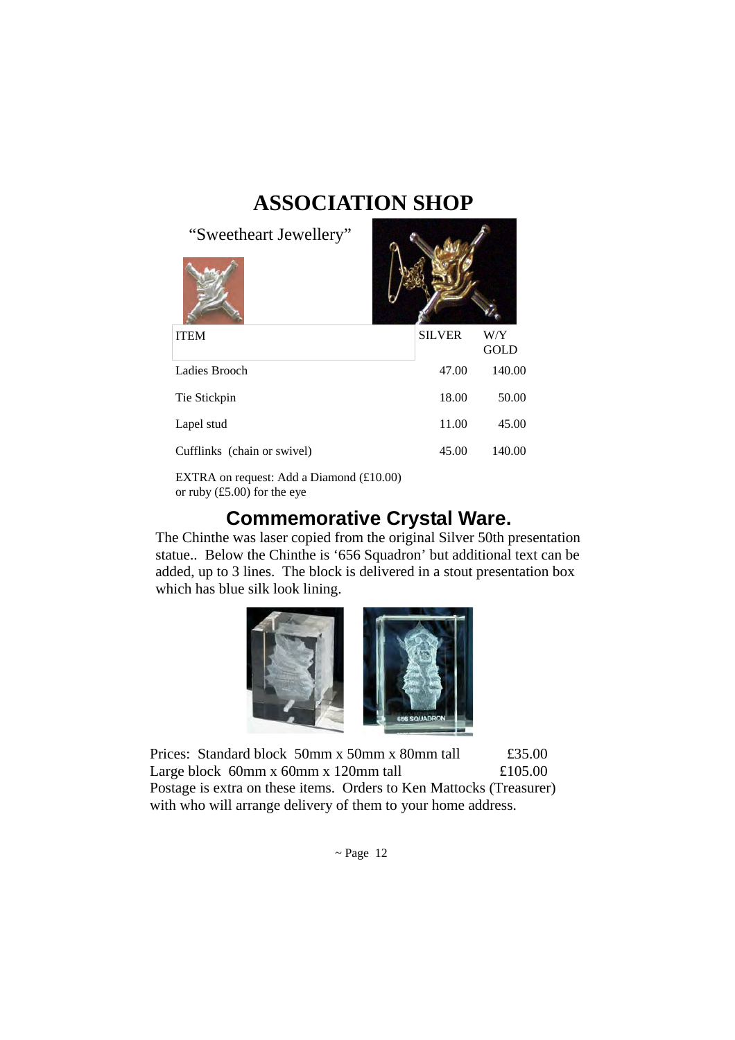# ASSOCIATION SHOP

"Sweetheart Jewellery"

| ITEM | SILVER | W/Y GOLD |
| --- | --- | --- |
| Ladies Brooch | 47.00 | 140.00 |
| Tie Stickpin | 18.00 | 50.00 |
| Lapel stud | 11.00 | 45.00 |
| Cufflinks (chain or swivel) | 45.00 | 140.00 |

EXTRA on request: Add a Diamond (£10.00) or ruby (£5.00) for the eye

## Commemorative Crystal Ware.

The Chinthe was laser copied from the original Silver 50th presentation statue.. Below the Chinthe is '656 Squadron' but additional text can be added, up to 3 lines. The block is delivered in a stout presentation box which has blue silk look lining.

Prices: Standard block 50mm x 50mm x 80mm tall £35.00
Large block 60mm x 60mm x 120mm tall £105.00
Postage is extra on these items. Orders to Ken Mattocks (Treasurer) with who will arrange delivery of them to your home address.